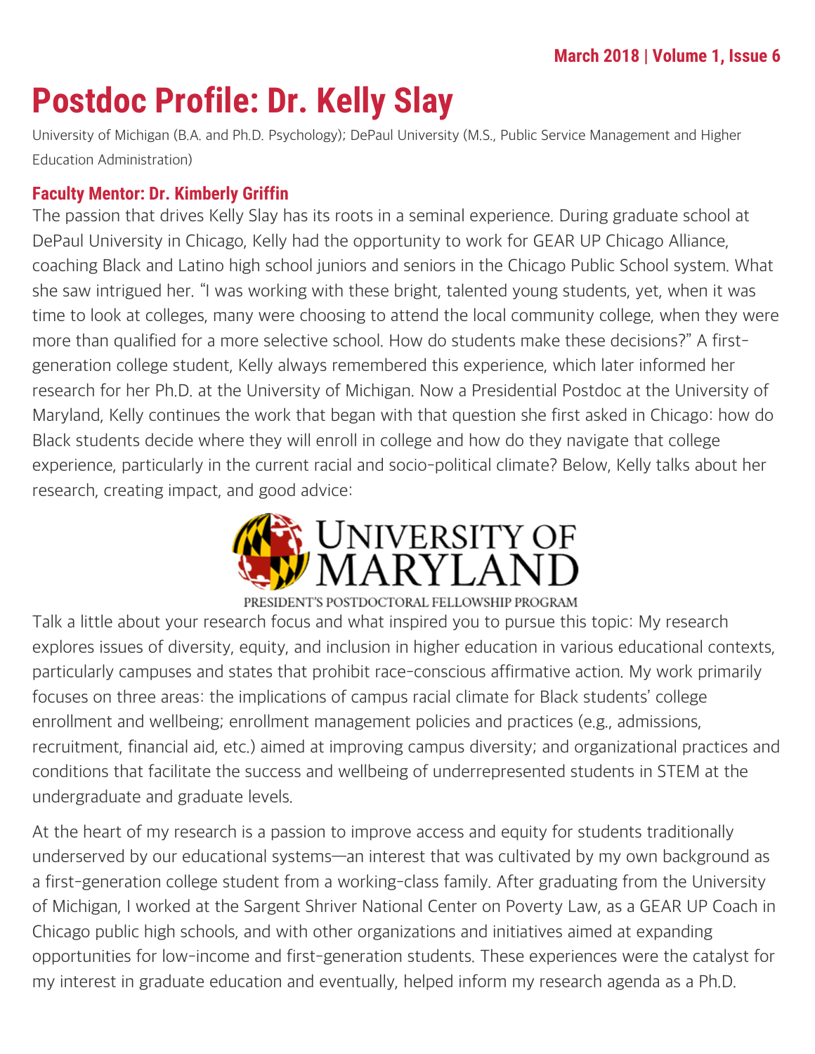# Postdoc Profile: Dr. Kelly Slay

University of Michigan (B.A. and Ph.D. Psychology); DePaul University (M.S., Public Service Management and Higher Education Administration)

### Faculty Mentor: Dr. Kimberly Griffin

The passion that drives Kelly Slay has its roots in a seminal experience. During graduate school at DePaul University in Chicago, Kelly had the opportunity to work for GEAR UP Chicago Alliance, coaching Black and Latino high school juniors and seniors in the Chicago Public School system. What she saw intrigued her. "I was working with these bright, talented young students, yet, when it was time to look at colleges, many were choosing to attend the local community college, when they were more than qualified for a more selective school. How do students make these decisions?" A first-generation college student, Kelly always remembered this experience, which later informed her research for her Ph.D. at the University of Michigan. Now a Presidential Postdoc at the University of Maryland, Kelly continues the work that began with that question she first asked in Chicago: how do Black students decide where they will enroll in college and how do they navigate that college experience, particularly in the current racial and socio-political climate? Below, Kelly talks about her research, creating impact, and good advice:

UNIVERSITY OF MARYLAND

PRESIDENT'S POSTDOCTORAL FELLOWSHIP PROGRAM

Talk a little about your research focus and what inspired you to pursue this topic: My research explores issues of diversity, equity, and inclusion in higher education in various educational contexts, particularly campuses and states that prohibit race-conscious affirmative action. My work primarily focuses on three areas: the implications of campus racial climate for Black students' college enrollment and wellbeing; enrollment management policies and practices (e.g., admissions, recruitment, financial aid, etc.) aimed at improving campus diversity; and organizational practices and conditions that facilitate the success and wellbeing of underrepresented students in STEM at the undergraduate and graduate levels.

At the heart of my research is a passion to improve access and equity for students traditionally underserved by our educational systems—an interest that was cultivated by my own background as a first-generation college student from a working-class family. After graduating from the University of Michigan, I worked at the Sargent Shriver National Center on Poverty Law, as a GEAR UP Coach in Chicago public high schools, and with other organizations and initiatives aimed at expanding opportunities for low-income and first-generation students. These experiences were the catalyst for my interest in graduate education and eventually, helped inform my research agenda as a Ph.D.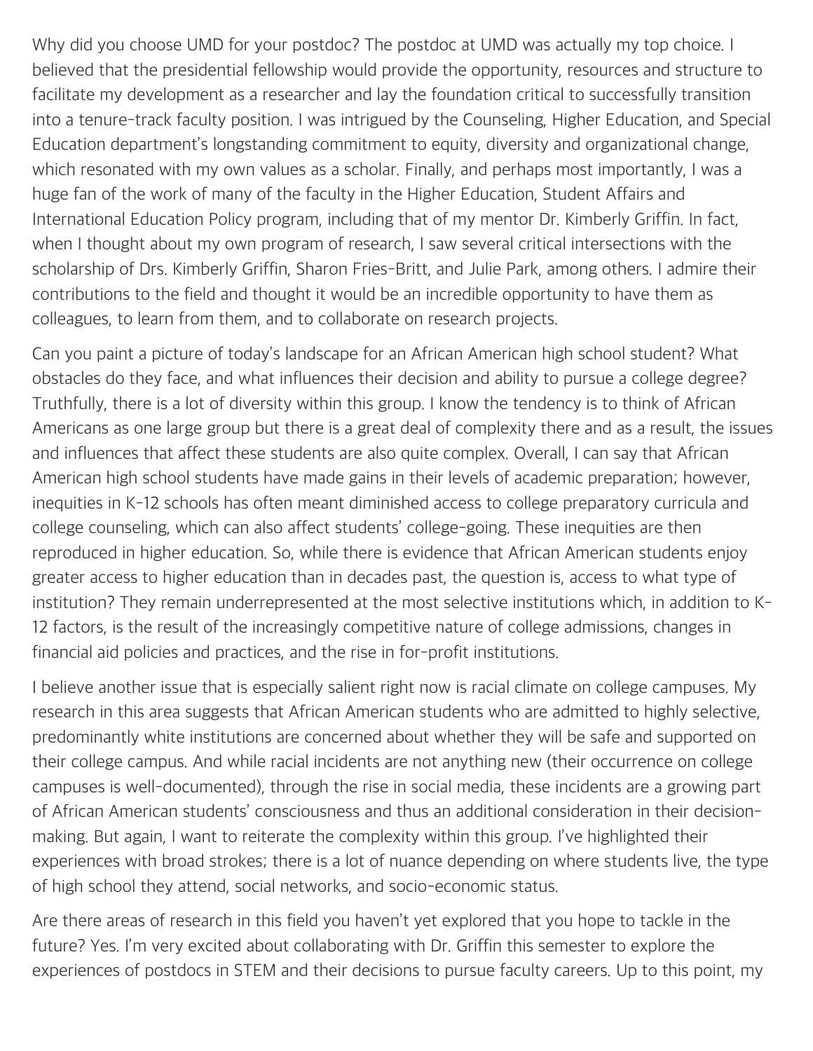Why did you choose UMD for your postdoc? The postdoc at UMD was actually my top choice. I believed that the presidential fellowship would provide the opportunity, resources and structure to facilitate my development as a researcher and lay the foundation critical to successfully transition into a tenure-track faculty position. I was intrigued by the Counseling, Higher Education, and Special Education department's longstanding commitment to equity, diversity and organizational change, which resonated with my own values as a scholar. Finally, and perhaps most importantly, I was a huge fan of the work of many of the faculty in the Higher Education, Student Affairs and International Education Policy program, including that of my mentor Dr. Kimberly Griffin. In fact, when I thought about my own program of research, I saw several critical intersections with the scholarship of Drs. Kimberly Griffin, Sharon Fries-Britt, and Julie Park, among others. I admire their contributions to the field and thought it would be an incredible opportunity to have them as colleagues, to learn from them, and to collaborate on research projects.

Can you paint a picture of today's landscape for an African American high school student? What obstacles do they face, and what influences their decision and ability to pursue a college degree? Truthfully, there is a lot of diversity within this group. I know the tendency is to think of African Americans as one large group but there is a great deal of complexity there and as a result, the issues and influences that affect these students are also quite complex. Overall, I can say that African American high school students have made gains in their levels of academic preparation; however, inequities in K-12 schools has often meant diminished access to college preparatory curricula and college counseling, which can also affect students' college-going. These inequities are then reproduced in higher education. So, while there is evidence that African American students enjoy greater access to higher education than in decades past, the question is, access to what type of institution? They remain underrepresented at the most selective institutions which, in addition to K-12 factors, is the result of the increasingly competitive nature of college admissions, changes in financial aid policies and practices, and the rise in for-profit institutions.

I believe another issue that is especially salient right now is racial climate on college campuses. My research in this area suggests that African American students who are admitted to highly selective, predominantly white institutions are concerned about whether they will be safe and supported on their college campus. And while racial incidents are not anything new (their occurrence on college campuses is well-documented), through the rise in social media, these incidents are a growing part of African American students' consciousness and thus an additional consideration in their decision-making. But again, I want to reiterate the complexity within this group. I've highlighted their experiences with broad strokes; there is a lot of nuance depending on where students live, the type of high school they attend, social networks, and socio-economic status.

Are there areas of research in this field you haven't yet explored that you hope to tackle in the future? Yes. I'm very excited about collaborating with Dr. Griffin this semester to explore the experiences of postdocs in STEM and their decisions to pursue faculty careers. Up to this point, my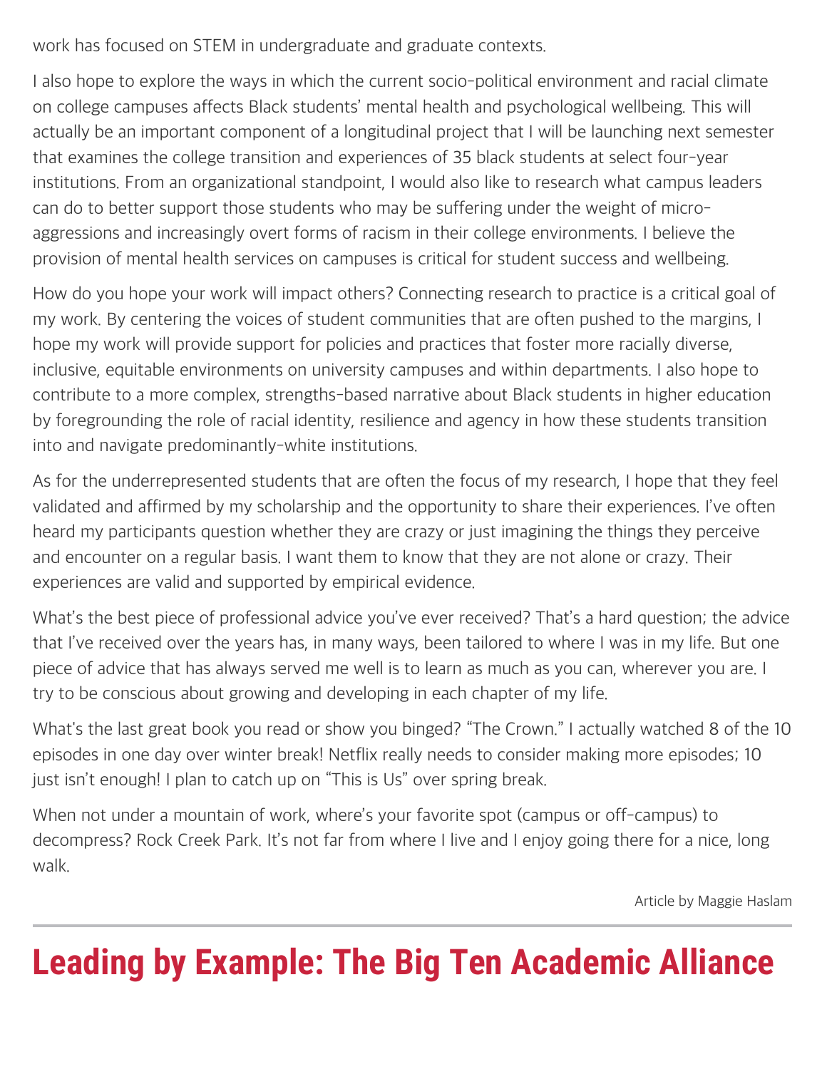work has focused on STEM in undergraduate and graduate contexts.

I also hope to explore the ways in which the current socio-political environment and racial climate on college campuses affects Black students' mental health and psychological wellbeing. This will actually be an important component of a longitudinal project that I will be launching next semester that examines the college transition and experiences of 35 black students at select four-year institutions. From an organizational standpoint, I would also like to research what campus leaders can do to better support those students who may be suffering under the weight of micro-aggressions and increasingly overt forms of racism in their college environments. I believe the provision of mental health services on campuses is critical for student success and wellbeing.

How do you hope your work will impact others? Connecting research to practice is a critical goal of my work. By centering the voices of student communities that are often pushed to the margins, I hope my work will provide support for policies and practices that foster more racially diverse, inclusive, equitable environments on university campuses and within departments. I also hope to contribute to a more complex, strengths-based narrative about Black students in higher education by foregrounding the role of racial identity, resilience and agency in how these students transition into and navigate predominantly-white institutions.

As for the underrepresented students that are often the focus of my research, I hope that they feel validated and affirmed by my scholarship and the opportunity to share their experiences. I've often heard my participants question whether they are crazy or just imagining the things they perceive and encounter on a regular basis. I want them to know that they are not alone or crazy. Their experiences are valid and supported by empirical evidence.

What's the best piece of professional advice you've ever received? That's a hard question; the advice that I've received over the years has, in many ways, been tailored to where I was in my life. But one piece of advice that has always served me well is to learn as much as you can, wherever you are. I try to be conscious about growing and developing in each chapter of my life.

What's the last great book you read or show you binged? "The Crown." I actually watched 8 of the 10 episodes in one day over winter break! Netflix really needs to consider making more episodes; 10 just isn't enough! I plan to catch up on "This is Us" over spring break.

When not under a mountain of work, where's your favorite spot (campus or off-campus) to decompress? Rock Creek Park. It's not far from where I live and I enjoy going there for a nice, long walk.

Article by Maggie Haslam

---

# Leading by Example: The Big Ten Academic Alliance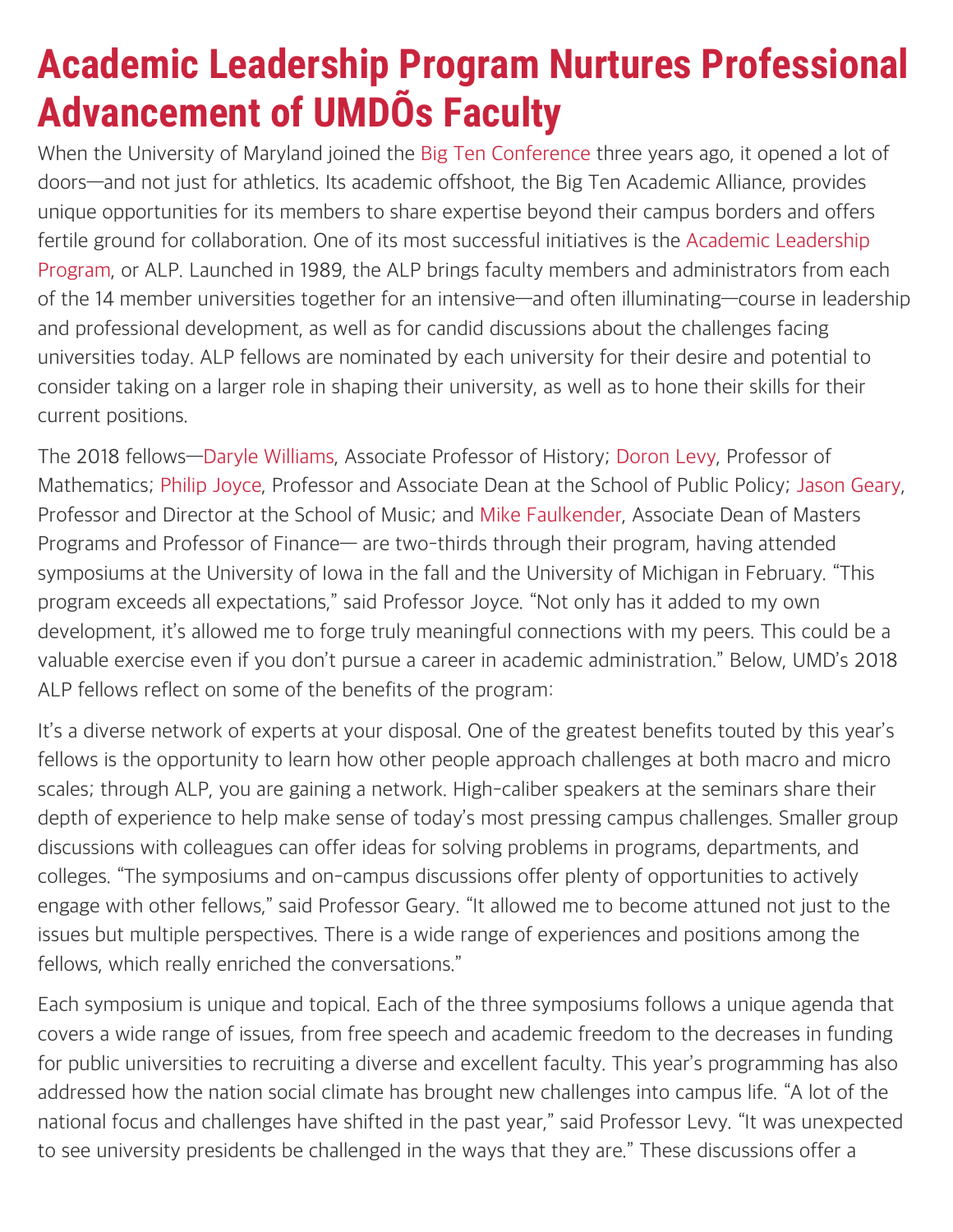# Academic Leadership Program Nurtures Professional Advancement of UMDÕs Faculty

When the University of Maryland joined the Big Ten Conference three years ago, it opened a lot of doors—and not just for athletics. Its academic offshoot, the Big Ten Academic Alliance, provides unique opportunities for its members to share expertise beyond their campus borders and offers fertile ground for collaboration. One of its most successful initiatives is the Academic Leadership Program, or ALP. Launched in 1989, the ALP brings faculty members and administrators from each of the 14 member universities together for an intensive—and often illuminating—course in leadership and professional development, as well as for candid discussions about the challenges facing universities today. ALP fellows are nominated by each university for their desire and potential to consider taking on a larger role in shaping their university, as well as to hone their skills for their current positions.

The 2018 fellows—Daryle Williams, Associate Professor of History; Doron Levy, Professor of Mathematics; Philip Joyce, Professor and Associate Dean at the School of Public Policy; Jason Geary, Professor and Director at the School of Music; and Mike Faulkender, Associate Dean of Masters Programs and Professor of Finance— are two-thirds through their program, having attended symposiums at the University of Iowa in the fall and the University of Michigan in February. “This program exceeds all expectations,” said Professor Joyce. “Not only has it added to my own development, it’s allowed me to forge truly meaningful connections with my peers. This could be a valuable exercise even if you don’t pursue a career in academic administration.” Below, UMD’s 2018 ALP fellows reflect on some of the benefits of the program:

It’s a diverse network of experts at your disposal. One of the greatest benefits touted by this year’s fellows is the opportunity to learn how other people approach challenges at both macro and micro scales; through ALP, you are gaining a network. High-caliber speakers at the seminars share their depth of experience to help make sense of today’s most pressing campus challenges. Smaller group discussions with colleagues can offer ideas for solving problems in programs, departments, and colleges. “The symposiums and on-campus discussions offer plenty of opportunities to actively engage with other fellows,” said Professor Geary. “It allowed me to become attuned not just to the issues but multiple perspectives. There is a wide range of experiences and positions among the fellows, which really enriched the conversations.”

Each symposium is unique and topical. Each of the three symposiums follows a unique agenda that covers a wide range of issues, from free speech and academic freedom to the decreases in funding for public universities to recruiting a diverse and excellent faculty. This year’s programming has also addressed how the nation social climate has brought new challenges into campus life. “A lot of the national focus and challenges have shifted in the past year,” said Professor Levy. “It was unexpected to see university presidents be challenged in the ways that they are.” These discussions offer a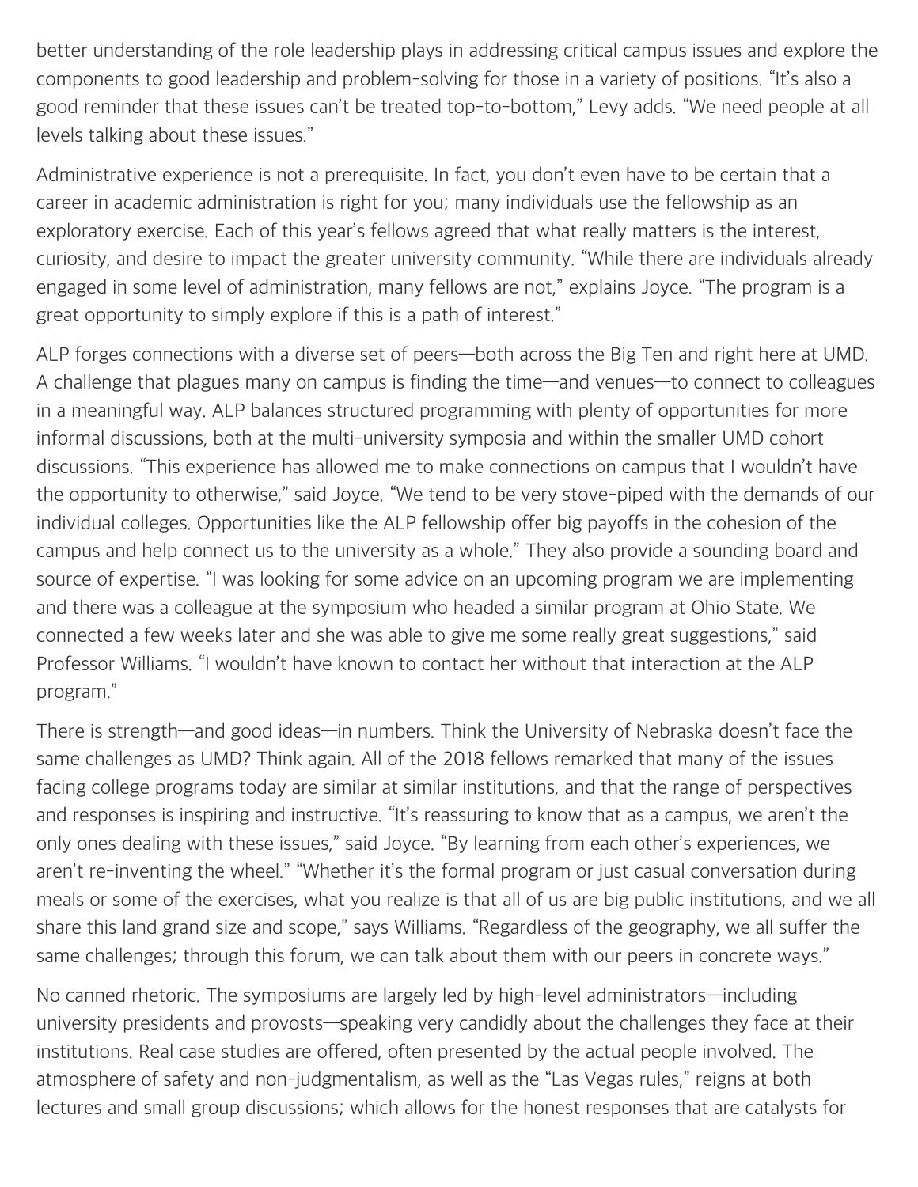better understanding of the role leadership plays in addressing critical campus issues and explore the components to good leadership and problem-solving for those in a variety of positions. "It's also a good reminder that these issues can't be treated top-to-bottom," Levy adds. "We need people at all levels talking about these issues."

Administrative experience is not a prerequisite. In fact, you don't even have to be certain that a career in academic administration is right for you; many individuals use the fellowship as an exploratory exercise. Each of this year's fellows agreed that what really matters is the interest, curiosity, and desire to impact the greater university community. "While there are individuals already engaged in some level of administration, many fellows are not," explains Joyce. "The program is a great opportunity to simply explore if this is a path of interest."

ALP forges connections with a diverse set of peers—both across the Big Ten and right here at UMD. A challenge that plagues many on campus is finding the time—and venues—to connect to colleagues in a meaningful way. ALP balances structured programming with plenty of opportunities for more informal discussions, both at the multi-university symposia and within the smaller UMD cohort discussions. "This experience has allowed me to make connections on campus that I wouldn't have the opportunity to otherwise," said Joyce. "We tend to be very stove-piped with the demands of our individual colleges. Opportunities like the ALP fellowship offer big payoffs in the cohesion of the campus and help connect us to the university as a whole." They also provide a sounding board and source of expertise. "I was looking for some advice on an upcoming program we are implementing and there was a colleague at the symposium who headed a similar program at Ohio State. We connected a few weeks later and she was able to give me some really great suggestions," said Professor Williams. "I wouldn't have known to contact her without that interaction at the ALP program."

There is strength—and good ideas—in numbers. Think the University of Nebraska doesn't face the same challenges as UMD? Think again. All of the 2018 fellows remarked that many of the issues facing college programs today are similar at similar institutions, and that the range of perspectives and responses is inspiring and instructive. "It's reassuring to know that as a campus, we aren't the only ones dealing with these issues," said Joyce. "By learning from each other's experiences, we aren't re-inventing the wheel." "Whether it's the formal program or just casual conversation during meals or some of the exercises, what you realize is that all of us are big public institutions, and we all share this land grand size and scope," says Williams. "Regardless of the geography, we all suffer the same challenges; through this forum, we can talk about them with our peers in concrete ways."

No canned rhetoric. The symposiums are largely led by high-level administrators—including university presidents and provosts—speaking very candidly about the challenges they face at their institutions. Real case studies are offered, often presented by the actual people involved. The atmosphere of safety and non-judgmentalism, as well as the "Las Vegas rules," reigns at both lectures and small group discussions; which allows for the honest responses that are catalysts for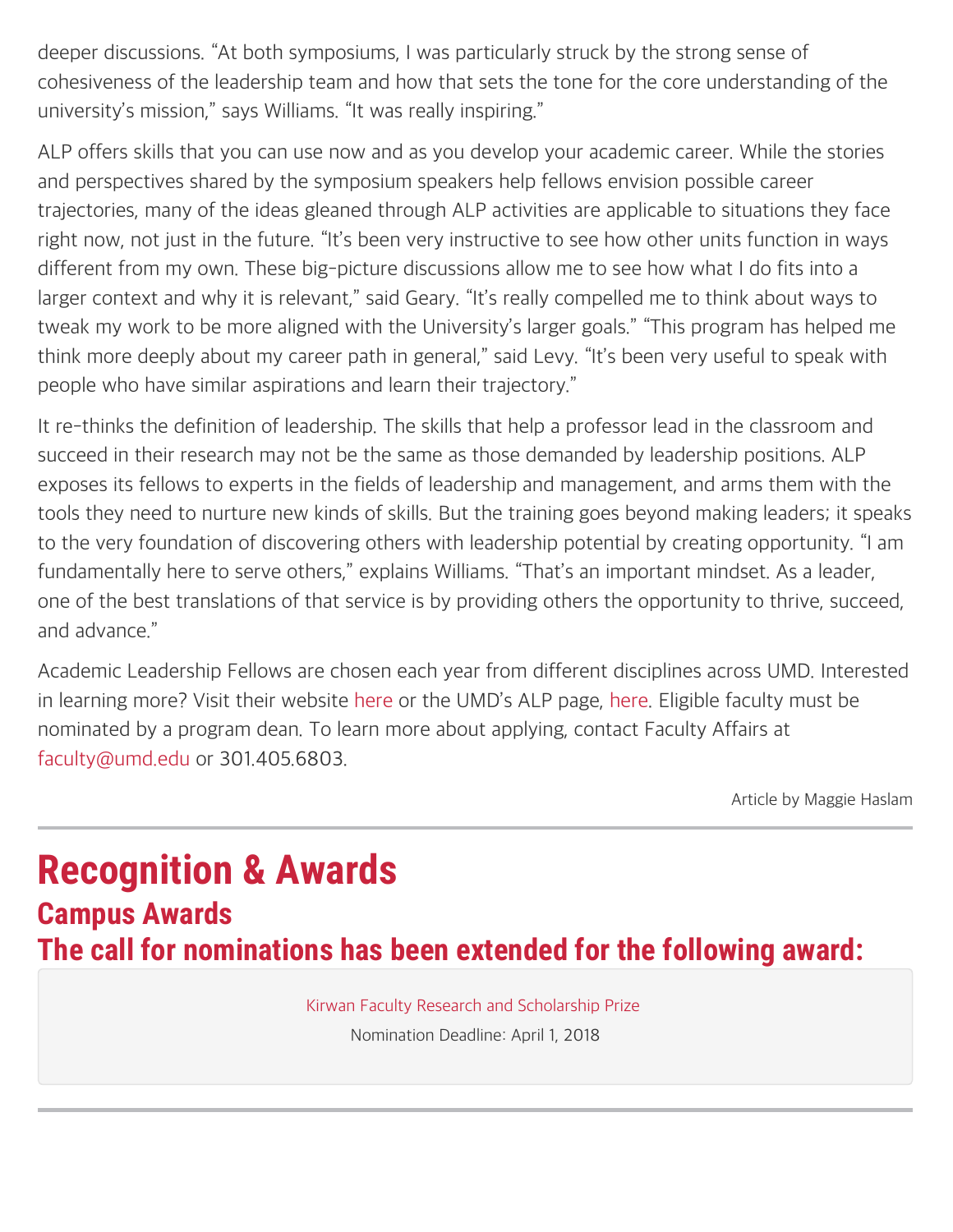deeper discussions. "At both symposiums, I was particularly struck by the strong sense of cohesiveness of the leadership team and how that sets the tone for the core understanding of the university's mission," says Williams. "It was really inspiring."

ALP offers skills that you can use now and as you develop your academic career. While the stories and perspectives shared by the symposium speakers help fellows envision possible career trajectories, many of the ideas gleaned through ALP activities are applicable to situations they face right now, not just in the future. "It's been very instructive to see how other units function in ways different from my own. These big-picture discussions allow me to see how what I do fits into a larger context and why it is relevant," said Geary. "It's really compelled me to think about ways to tweak my work to be more aligned with the University's larger goals." "This program has helped me think more deeply about my career path in general," said Levy. "It's been very useful to speak with people who have similar aspirations and learn their trajectory."

It re-thinks the definition of leadership. The skills that help a professor lead in the classroom and succeed in their research may not be the same as those demanded by leadership positions. ALP exposes its fellows to experts in the fields of leadership and management, and arms them with the tools they need to nurture new kinds of skills. But the training goes beyond making leaders; it speaks to the very foundation of discovering others with leadership potential by creating opportunity. "I am fundamentally here to serve others," explains Williams. "That's an important mindset. As a leader, one of the best translations of that service is by providing others the opportunity to thrive, succeed, and advance."

Academic Leadership Fellows are chosen each year from different disciplines across UMD. Interested in learning more? Visit their website here or the UMD's ALP page, here. Eligible faculty must be nominated by a program dean. To learn more about applying, contact Faculty Affairs at faculty@umd.edu or 301.405.6803.

Article by Maggie Haslam

---

# Recognition & Awards

## Campus Awards

## The call for nominations has been extended for the following award:

Kirwan Faculty Research and Scholarship Prize

Nomination Deadline: April 1, 2018

---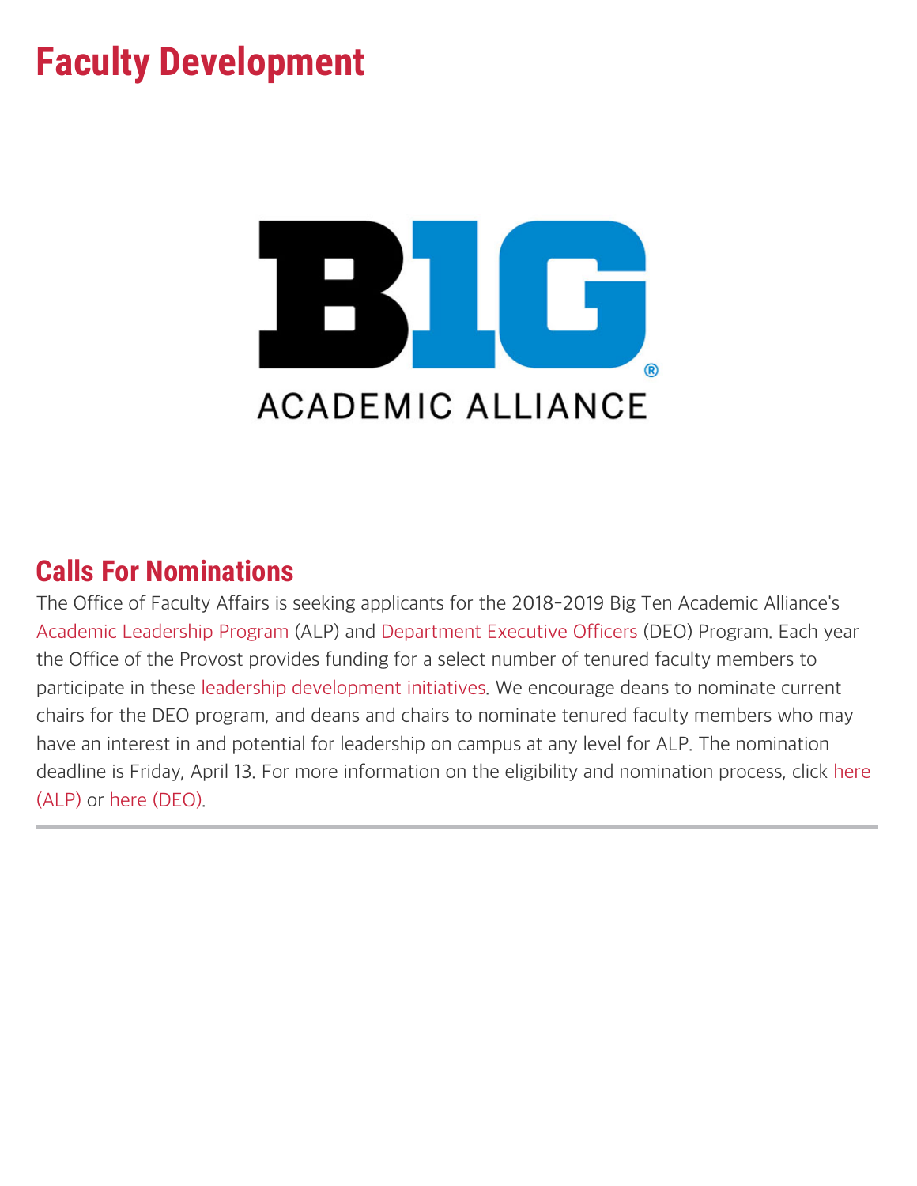# Faculty Development

## Calls For Nominations

The Office of Faculty Affairs is seeking applicants for the 2018-2019 Big Ten Academic Alliance's Academic Leadership Program (ALP) and Department Executive Officers (DEO) Program. Each year the Office of the Provost provides funding for a select number of tenured faculty members to participate in these leadership development initiatives. We encourage deans to nominate current chairs for the DEO program, and deans and chairs to nominate tenured faculty members who may have an interest in and potential for leadership on campus at any level for ALP. The nomination deadline is Friday, April 13. For more information on the eligibility and nomination process, click here (ALP) or here (DEO).

---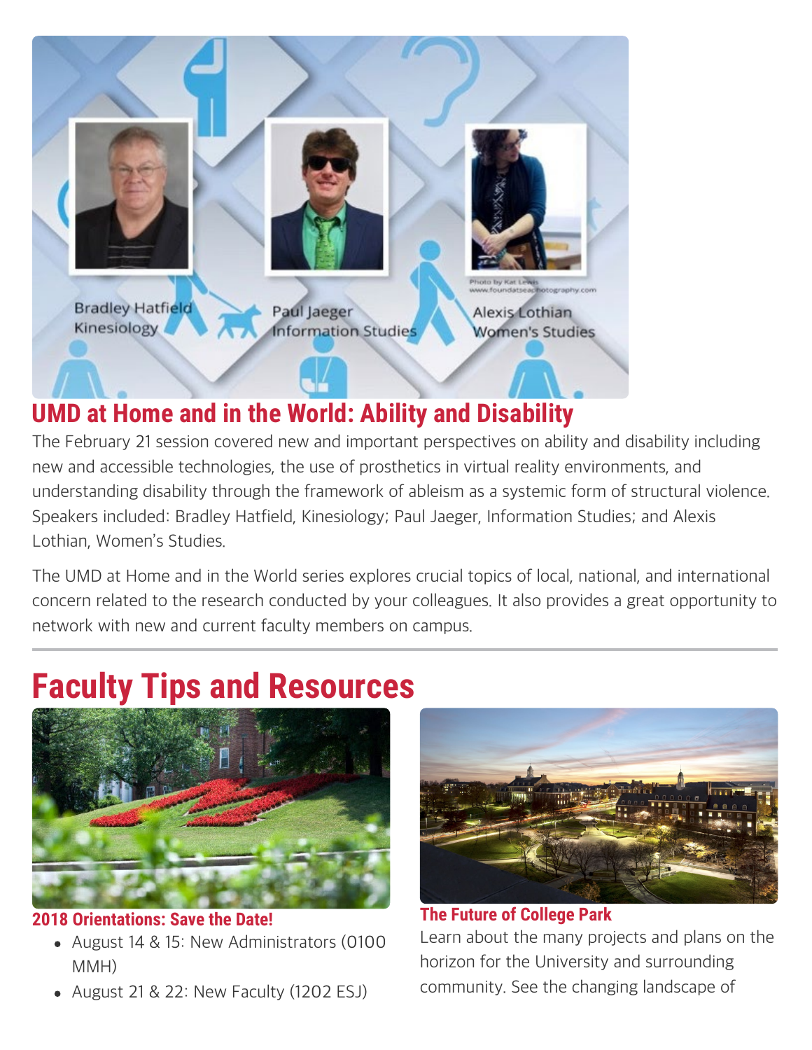## UMD at Home and in the World: Ability and Disability

The February 21 session covered new and important perspectives on ability and disability including new and accessible technologies, the use of prosthetics in virtual reality environments, and understanding disability through the framework of ableism as a systemic form of structural violence. Speakers included: Bradley Hatfield, Kinesiology; Paul Jaeger, Information Studies; and Alexis Lothian, Women's Studies.

The UMD at Home and in the World series explores crucial topics of local, national, and international concern related to the research conducted by your colleagues. It also provides a great opportunity to network with new and current faculty members on campus.

# Faculty Tips and Resources

### 2018 Orientations: Save the Date!

- August 14 & 15: New Administrators (0100 MMH)
- August 21 & 22: New Faculty (1202 ESJ)

### The Future of College Park

Learn about the many projects and plans on the horizon for the University and surrounding community. See the changing landscape of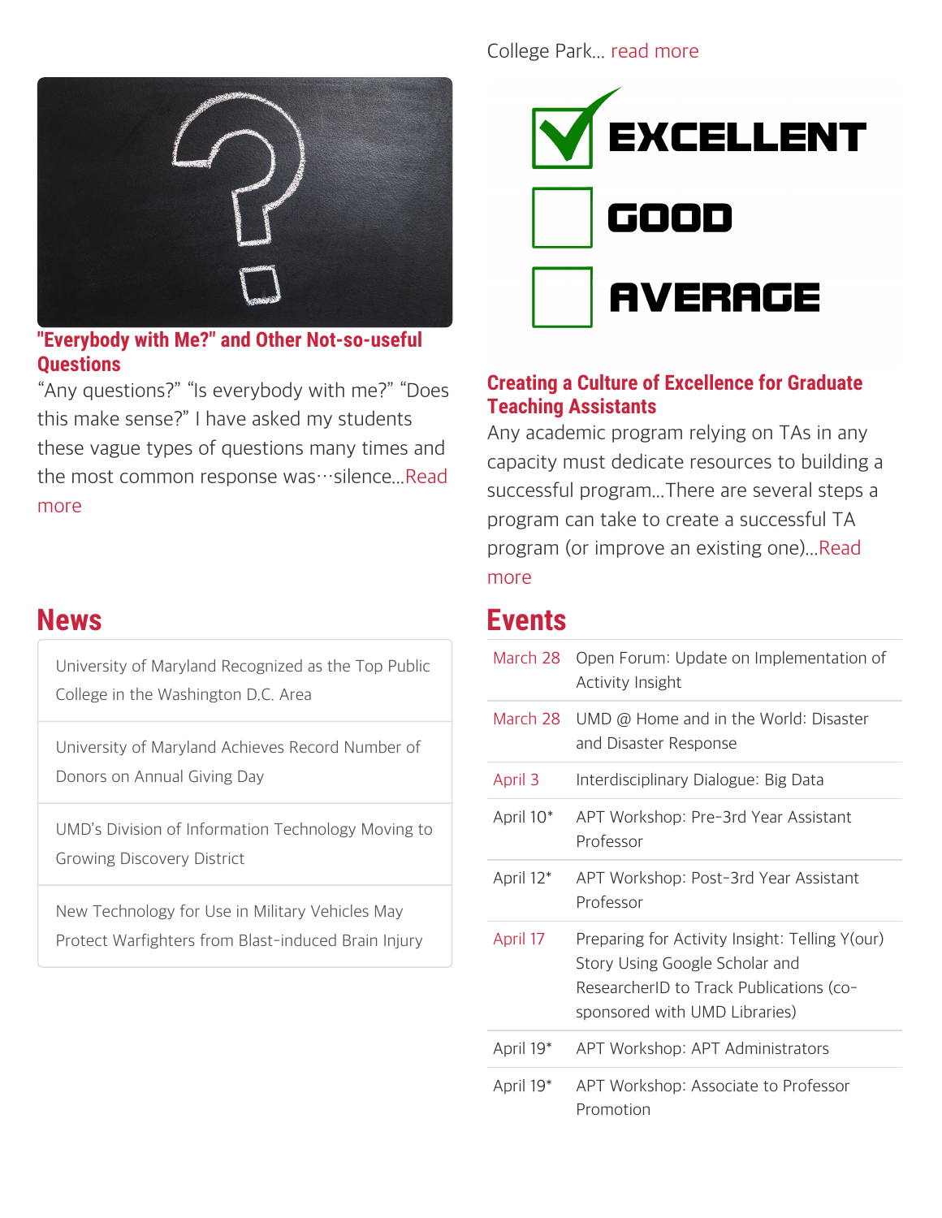College Park… read more

## "Everybody with Me?" and Other Not-so-useful Questions

“Any questions?” “Is everybody with me?” “Does this make sense?” I have asked my students these vague types of questions many times and the most common response was…silence…Read more

## Creating a Culture of Excellence for Graduate Teaching Assistants

Any academic program relying on TAs in any capacity must dedicate resources to building a successful program…There are several steps a program can take to create a successful TA program (or improve an existing one)…Read more

## News

- University of Maryland Recognized as the Top Public College in the Washington D.C. Area
- University of Maryland Achieves Record Number of Donors on Annual Giving Day
- UMD’s Division of Information Technology Moving to Growing Discovery District
- New Technology for Use in Military Vehicles May Protect Warfighters from Blast-induced Brain Injury

## Events

| Date | Event |
|---|---|
| March 28 | Open Forum: Update on Implementation of Activity Insight |
| March 28 | UMD @ Home and in the World: Disaster and Disaster Response |
| April 3 | Interdisciplinary Dialogue: Big Data |
| April 10* | APT Workshop: Pre-3rd Year Assistant Professor |
| April 12* | APT Workshop: Post-3rd Year Assistant Professor |
| April 17 | Preparing for Activity Insight: Telling Y(our) Story Using Google Scholar and ResearcherID to Track Publications (co-sponsored with UMD Libraries) |
| April 19* | APT Workshop: APT Administrators |
| April 19* | APT Workshop: Associate to Professor Promotion |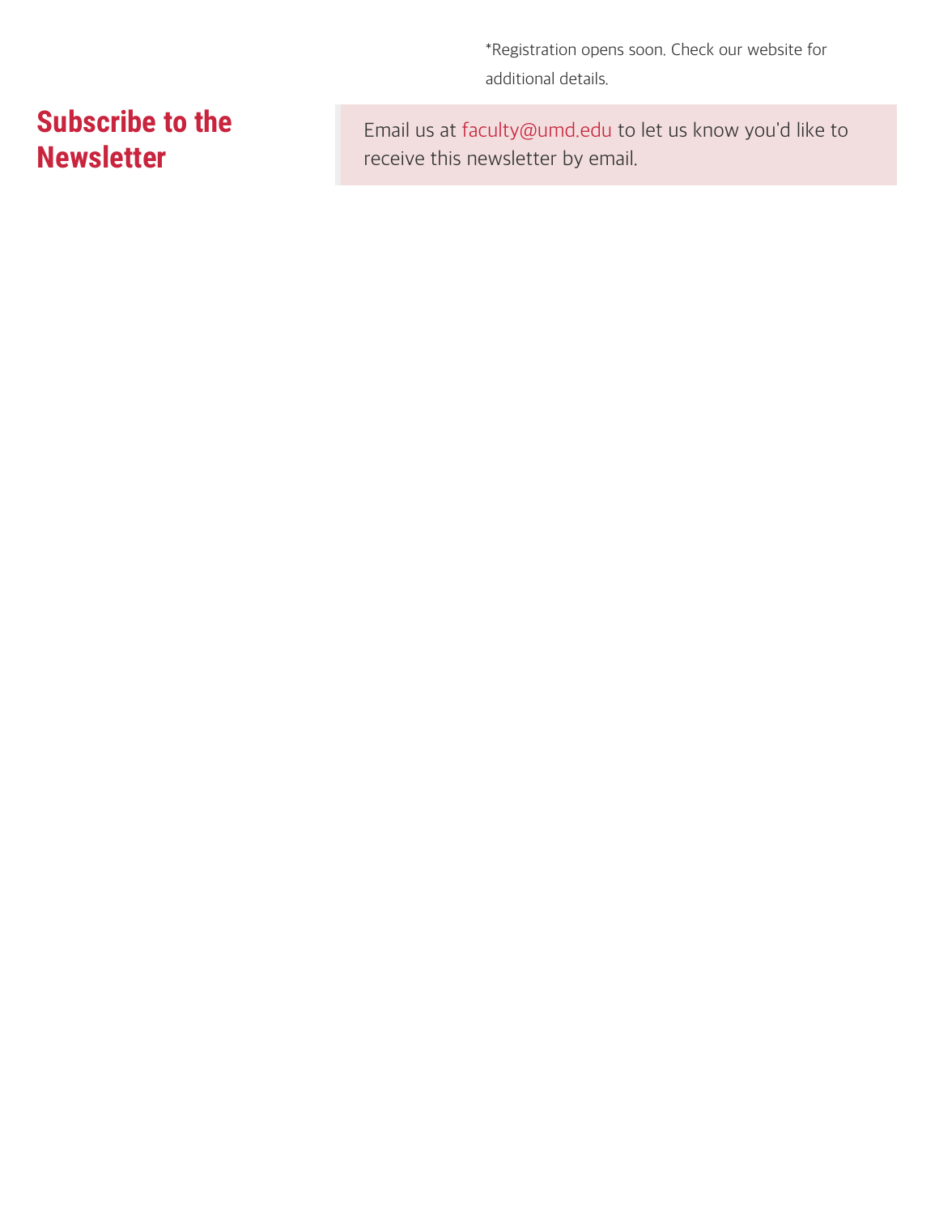*Registration opens soon. Check our website for additional details.

## Subscribe to the Newsletter

Email us at faculty@umd.edu to let us know you'd like to receive this newsletter by email.